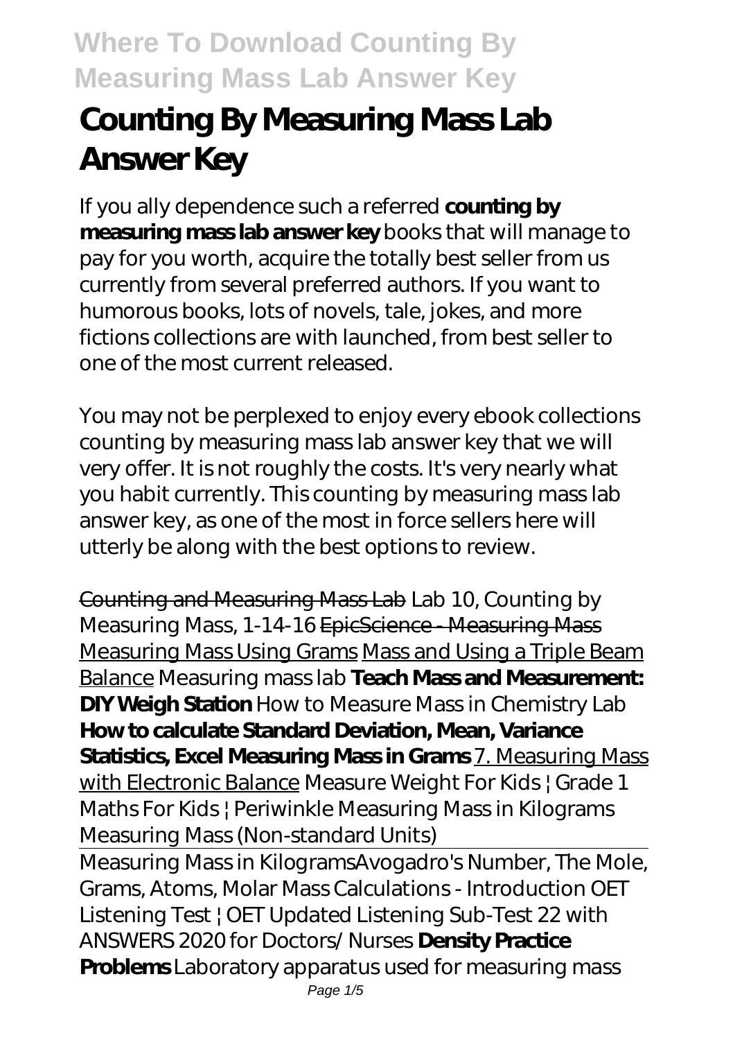# Counting By Measuring Mass Lab Answer Key

If you ally dependence such a referred **counting by measuring mass lab answer key** books that will manage to pay for you worth, acquire the totally best seller from us currently from several preferred authors. If you want to humorous books, lots of novels, tale, jokes, and more fictions collections are with launched, from best seller to one of the most current released.

You may not be perplexed to enjoy every ebook collections counting by measuring mass lab answer key that we will very offer. It is not roughly the costs. It's very nearly what you habit currently. This counting by measuring mass lab answer key, as one of the most in force sellers here will utterly be along with the best options to review.

Counting and Measuring Mass Lab Lab 10, Counting by Measuring Mass, 1-14-16 EpicScience - Measuring Mass Measuring Mass Using Grams Mass and Using a Triple Beam Balance Measuring mass lab **Teach Mass and Measurement: DIY Weigh Station** How to Measure Mass in Chemistry Lab **How to calculate Standard Deviation, Mean, Variance Statistics, Excel Measuring Mass in Grams** 7. Measuring Mass with Electronic Balance Measure Weight For Kids | Grade 1 Maths For Kids | Periwinkle Measuring Mass in Kilograms Measuring Mass (Non-standard Units)

Measuring Mass in Kilograms Avogadro's Number, The Mole, Grams, Atoms, Molar Mass Calculations - Introduction OET Listening Test | OET Updated Listening Sub-Test 22 with ANSWERS 2020 for Doctors/ Nurses **Density Practice Problems** Laboratory apparatus used for measuring mass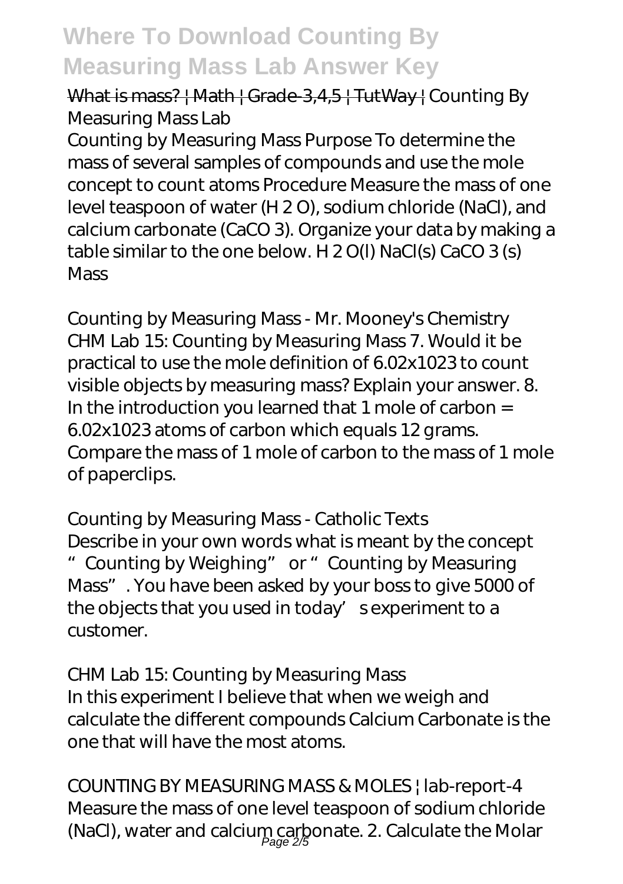# Where To Download Counting By Measuring Mass Lab Answer Key

What is mass? | Math | Grade-3,4,5 | TutWay | *Counting By Measuring Mass Lab*

Counting by Measuring Mass Purpose To determine the mass of several samples of compounds and use the mole concept to count atoms Procedure Measure the mass of one level teaspoon of water ($H_2O$), sodium chloride (NaCl), and calcium carbonate ($CaCO_3$). Organize your data by making a table similar to the one below. $H_2O(l)$ NaCl(s) $CaCO_3(s)$ Mass

*Counting by Measuring Mass - Mr. Mooney's Chemistry*

CHM Lab 15: Counting by Measuring Mass 7. Would it be practical to use the mole definition of 6.02x1023 to count visible objects by measuring mass? Explain your answer. 8. In the introduction you learned that 1 mole of carbon = 6.02x1023 atoms of carbon which equals 12 grams. Compare the mass of 1 mole of carbon to the mass of 1 mole of paperclips.

*Counting by Measuring Mass - Catholic Texts*

Describe in your own words what is meant by the concept "Counting by Weighing" or "Counting by Measuring Mass". You have been asked by your boss to give 5000 of the objects that you used in today's experiment to a customer.

*CHM Lab 15: Counting by Measuring Mass*

In this experiment I believe that when we weigh and calculate the different compounds Calcium Carbonate is the one that will have the most atoms.

*COUNTING BY MEASURING MASS & MOLES | lab-report-4*

Measure the mass of one level teaspoon of sodium chloride (NaCl), water and calcium carbonate. 2. Calculate the Molar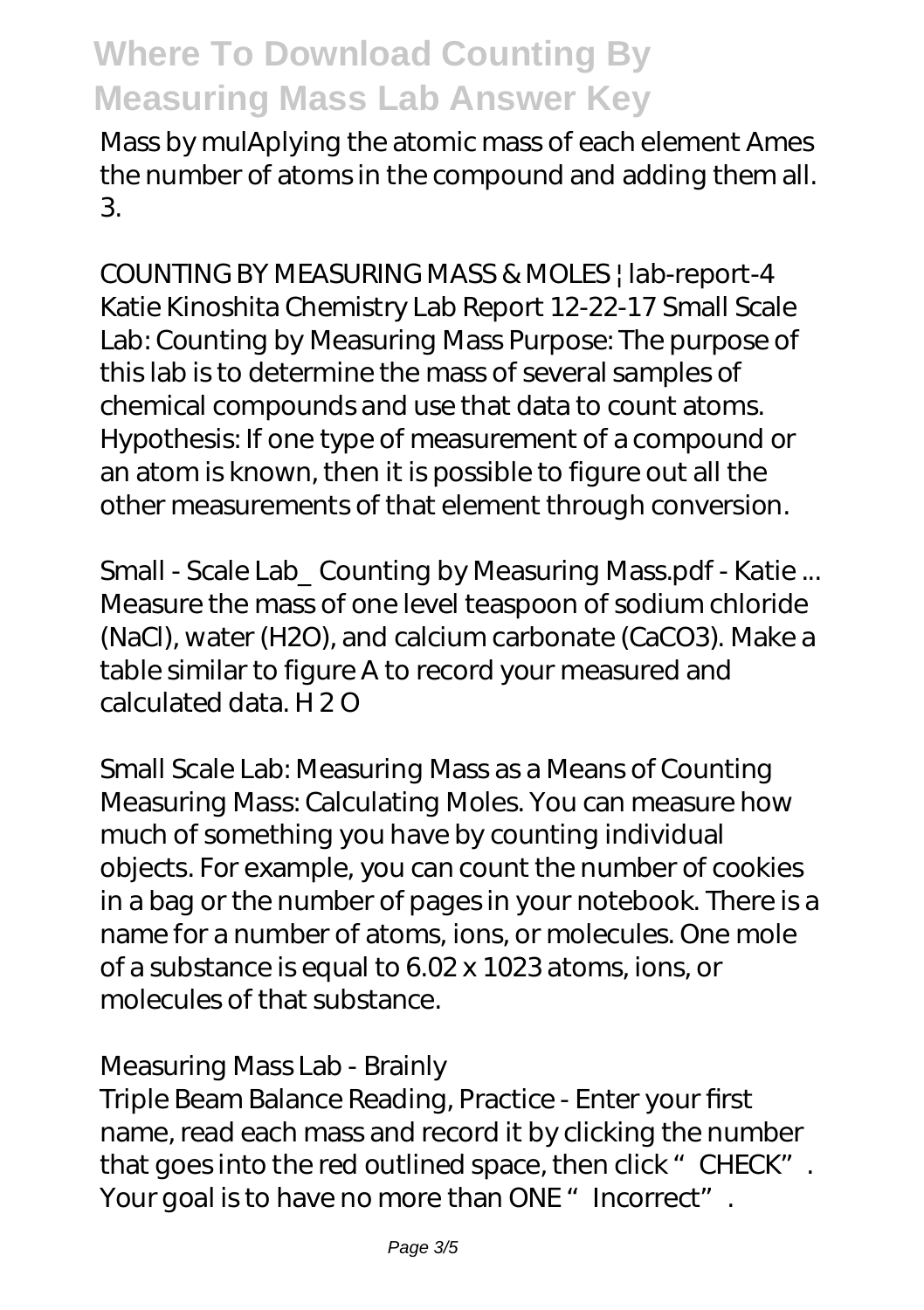Mass by mulAplying the atomic mass of each element Ames the number of atoms in the compound and adding them all. 3.

*COUNTING BY MEASURING MASS & MOLES | lab-report-4*
Katie Kinoshita Chemistry Lab Report 12-22-17 Small Scale Lab: Counting by Measuring Mass Purpose: The purpose of this lab is to determine the mass of several samples of chemical compounds and use that data to count atoms. Hypothesis: If one type of measurement of a compound or an atom is known, then it is possible to figure out all the other measurements of that element through conversion.

*Small - Scale Lab_ Counting by Measuring Mass.pdf - Katie ...*
Measure the mass of one level teaspoon of sodium chloride (NaCl), water ($H_2O$), and calcium carbonate ($CaCO_3$). Make a table similar to figure A to record your measured and calculated data. H 2 O

*Small Scale Lab: Measuring Mass as a Means of Counting*
Measuring Mass: Calculating Moles. You can measure how much of something you have by counting individual objects. For example, you can count the number of cookies in a bag or the number of pages in your notebook. There is a name for a number of atoms, ions, or molecules. One mole of a substance is equal to 6.02 x 1023 atoms, ions, or molecules of that substance.

*Measuring Mass Lab - Brainly*
Triple Beam Balance Reading, Practice - Enter your first name, read each mass and record it by clicking the number that goes into the red outlined space, then click "CHECK". Your goal is to have no more than ONE "Incorrect".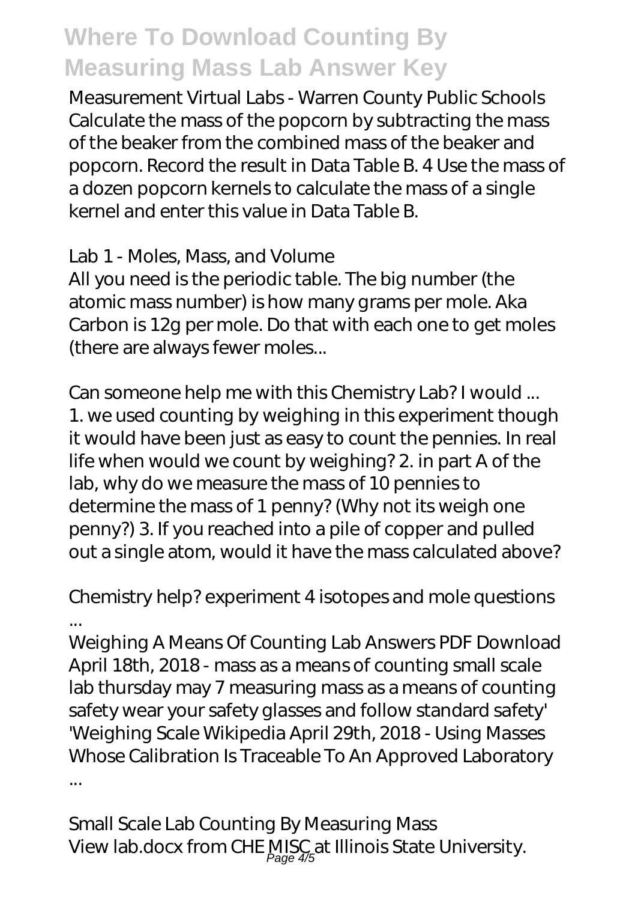*Measurement Virtual Labs - Warren County Public Schools*
Calculate the mass of the popcorn by subtracting the mass of the beaker from the combined mass of the beaker and popcorn. Record the result in Data Table B. 4 Use the mass of a dozen popcorn kernels to calculate the mass of a single kernel and enter this value in Data Table B.

*Lab 1 - Moles, Mass, and Volume*
All you need is the periodic table. The big number (the atomic mass number) is how many grams per mole. Aka Carbon is 12g per mole. Do that with each one to get moles (there are always fewer moles...

*Can someone help me with this Chemistry Lab? I would ...*
1. we used counting by weighing in this experiment though it would have been just as easy to count the pennies. In real life when would we count by weighing? 2. in part A of the lab, why do we measure the mass of 10 pennies to determine the mass of 1 penny? (Why not its weigh one penny?) 3. If you reached into a pile of copper and pulled out a single atom, would it have the mass calculated above?

*Chemistry help? experiment 4 isotopes and mole questions ...*
Weighing A Means Of Counting Lab Answers PDF Download April 18th, 2018 - mass as a means of counting small scale lab thursday may 7 measuring mass as a means of counting safety wear your safety glasses and follow standard safety' 'Weighing Scale Wikipedia April 29th, 2018 - Using Masses Whose Calibration Is Traceable To An Approved Laboratory ...

*Small Scale Lab Counting By Measuring Mass*
View lab.docx from CHE MISC at Illinois State University.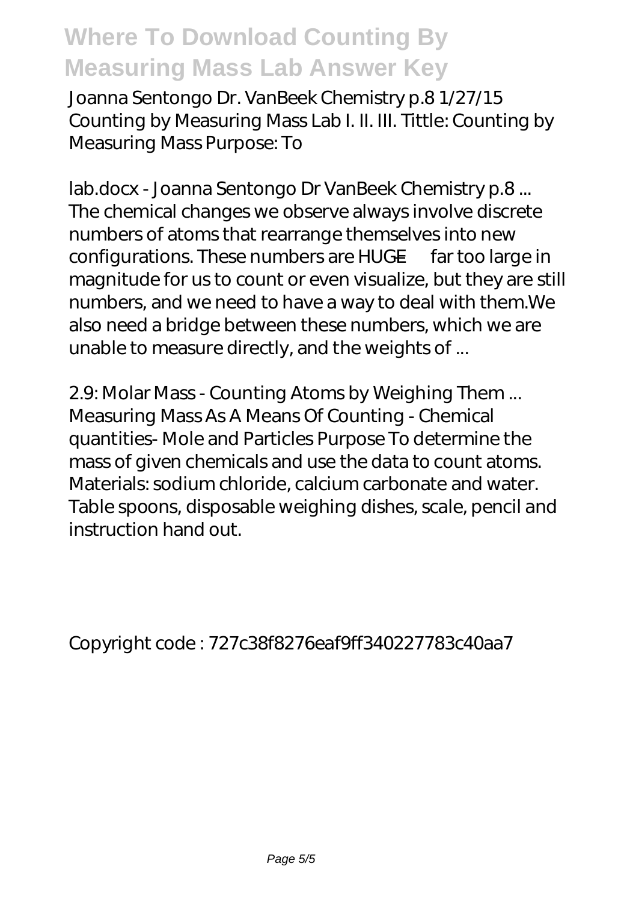Joanna Sentongo Dr. VanBeek Chemistry p.8 1/27/15 Counting by Measuring Mass Lab I. II. III. Tittle: Counting by Measuring Mass Purpose: To

*lab.docx - Joanna Sentongo Dr VanBeek Chemistry p.8 ...*
The chemical changes we observe always involve discrete numbers of atoms that rearrange themselves into new configurations. These numbers are HUGE— far too large in magnitude for us to count or even visualize, but they are still numbers, and we need to have a way to deal with them.We also need a bridge between these numbers, which we are unable to measure directly, and the weights of ...

*2.9: Molar Mass - Counting Atoms by Weighing Them ...*
Measuring Mass As A Means Of Counting - Chemical quantities- Mole and Particles Purpose To determine the mass of given chemicals and use the data to count atoms. Materials: sodium chloride, calcium carbonate and water. Table spoons, disposable weighing dishes, scale, pencil and instruction hand out.

Copyright code : 727c38f8276eaf9ff340227783c40aa7